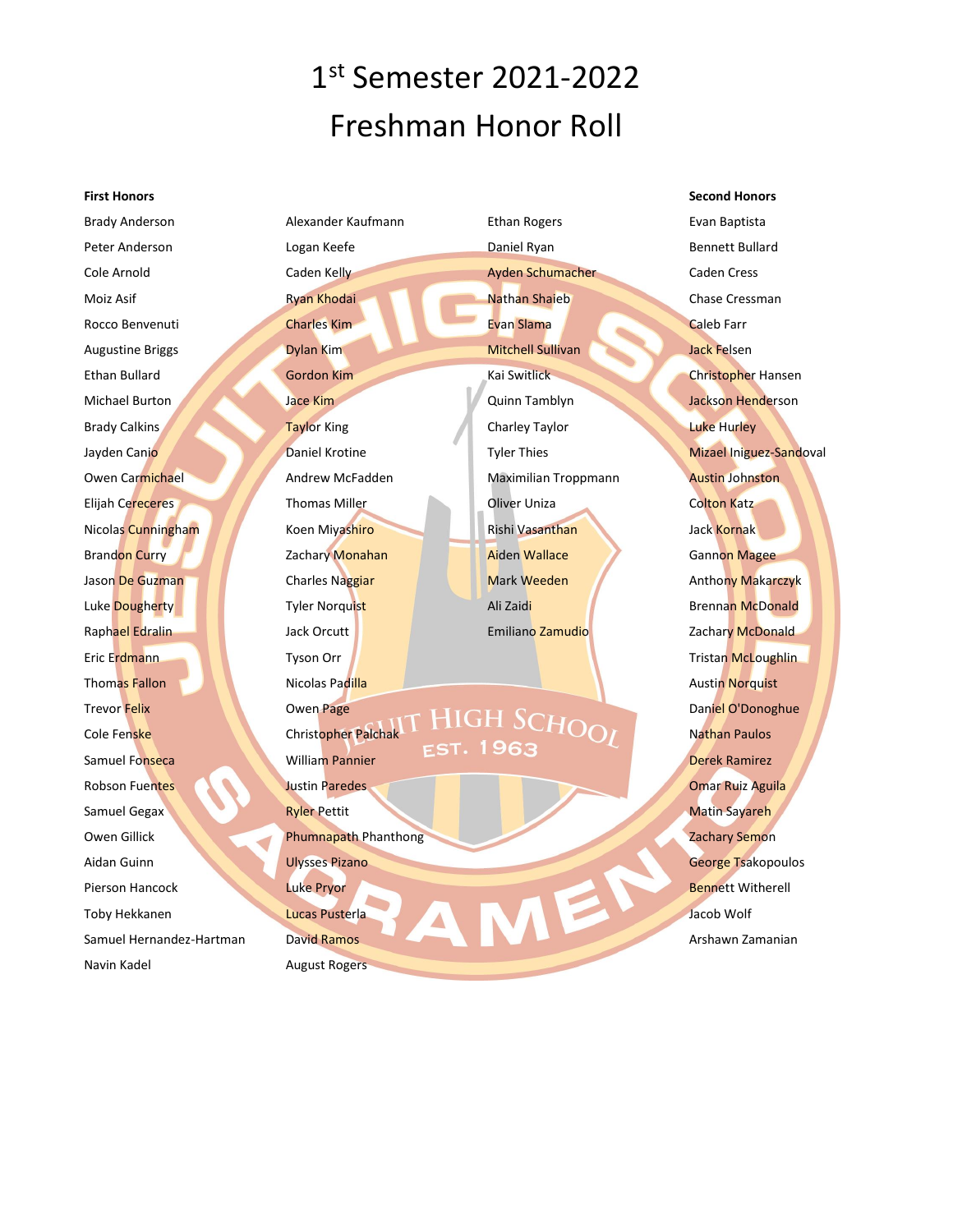# 1st Semester 2021-2022
# Freshman Honor Roll

**First Honors**

Brady Anderson
Peter Anderson
Cole Arnold
Moiz Asif
Rocco Benvenuti
Augustine Briggs
Ethan Bullard
Michael Burton
Brady Calkins
Jayden Canio
Owen Carmichael
Elijah Cereceres
Nicolas Cunningham
Brandon Curry
Jason De Guzman
Luke Dougherty
Raphael Edralin
Eric Erdmann
Thomas Fallon
Trevor Felix
Cole Fenske
Samuel Fonseca
Robson Fuentes
Samuel Gegax
Owen Gillick
Aidan Guinn
Pierson Hancock
Toby Hekkanen
Samuel Hernandez-Hartman
Navin Kadel
Alexander Kaufmann
Logan Keefe
Caden Kelly
Ryan Khodai
Charles Kim
Dylan Kim
Gordon Kim
Jace Kim
Taylor King
Daniel Krotine
Andrew McFadden
Thomas Miller
Koen Miyashiro
Zachary Monahan
Charles Naggiar
Tyler Norquist
Jack Orcutt
Tyson Orr
Nicolas Padilla
Owen Page
Christopher Palchak
William Pannier
Justin Paredes
Ryler Pettit
Phumnapath Phanthong
Ulysses Pizano
Luke Pryor
Lucas Pusterla
David Ramos
August Rogers
Ethan Rogers
Daniel Ryan
Ayden Schumacher
Nathan Shaieb
Evan Slama
Mitchell Sullivan
Kai Switlick
Quinn Tamblyn
Charley Taylor
Tyler Thies
Maximilian Troppmann
Oliver Uniza
Rishi Vasanthan
Aiden Wallace
Mark Weeden
Ali Zaidi
Emiliano Zamudio

**Second Honors**

Evan Baptista
Bennett Bullard
Caden Cress
Chase Cressman
Caleb Farr
Jack Felsen
Christopher Hansen
Jackson Henderson
Luke Hurley
Mizael Iniguez-Sandoval
Austin Johnston
Colton Katz
Jack Kornak
Gannon Magee
Anthony Makarczyk
Brennan McDonald
Zachary McDonald
Tristan McLoughlin
Austin Norquist
Daniel O'Donoghue
Nathan Paulos
Derek Ramirez
Omar Ruiz Aguila
Matin Sayareh
Zachary Semon
George Tsakopoulos
Bennett Witherell
Jacob Wolf
Arshawn Zamanian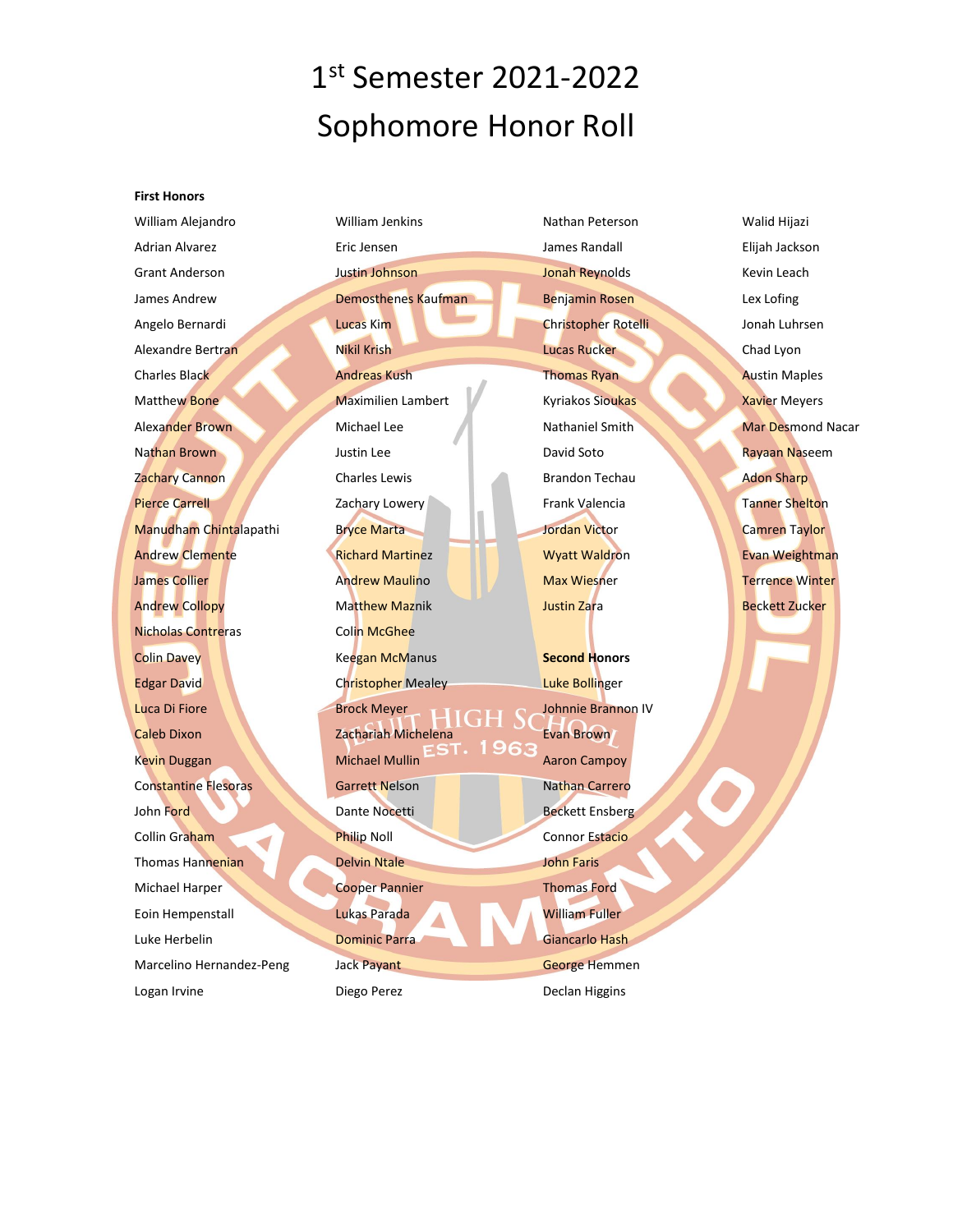# 1st Semester 2021-2022
# Sophomore Honor Roll

**First Honors**

William Alejandro
Adrian Alvarez
Grant Anderson
James Andrew
Angelo Bernardi
Alexandre Bertran
Charles Black
Matthew Bone
Alexander Brown
Nathan Brown
Zachary Cannon
Pierce Carrell
Manudham Chintalapathi
Andrew Clemente
James Collier
Andrew Collopy
Nicholas Contreras
Colin Davey
Edgar David
Luca Di Fiore
Caleb Dixon
Kevin Duggan
Constantine Flesoras
John Ford
Collin Graham
Thomas Hannenian
Michael Harper
Eoin Hempenstall
Luke Herbelin
Marcelino Hernandez-Peng
Logan Irvine
William Jenkins
Eric Jensen
Justin Johnson
Demosthenes Kaufman
Lucas Kim
Nikil Krish
Andreas Kush
Maximilien Lambert
Michael Lee
Justin Lee
Charles Lewis
Zachary Lowery
Bryce Marta
Richard Martinez
Andrew Maulino
Matthew Maznik
Colin McGhee
Keegan McManus
Christopher Mealey
Brock Meyer
Zachariah Michelena
Michael Mullin
Garrett Nelson
Dante Nocetti
Philip Noll
Delvin Ntale
Cooper Pannier
Lukas Parada
Dominic Parra
Jack Payant
Diego Perez
Nathan Peterson
James Randall
Jonah Reynolds
Benjamin Rosen
Christopher Rotelli
Lucas Rucker
Thomas Ryan
Kyriakos Sioukas
Nathaniel Smith
David Soto
Brandon Techau
Frank Valencia
Jordan Victor
Wyatt Waldron
Max Wiesner
Justin Zara
Walid Hijazi
Elijah Jackson
Kevin Leach
Lex Lofing
Jonah Luhrsen
Chad Lyon
Austin Maples
Xavier Meyers
Mar Desmond Nacar
Rayaan Naseem
Adon Sharp
Tanner Shelton
Camren Taylor
Evan Weightman
Terrence Winter
Beckett Zucker

**Second Honors**

Luke Bollinger
Johnnie Brannon IV
Evan Brown
Aaron Campoy
Nathan Carrero
Beckett Ensberg
Connor Estacio
John Faris
Thomas Ford
William Fuller
Giancarlo Hash
George Hemmen
Declan Higgins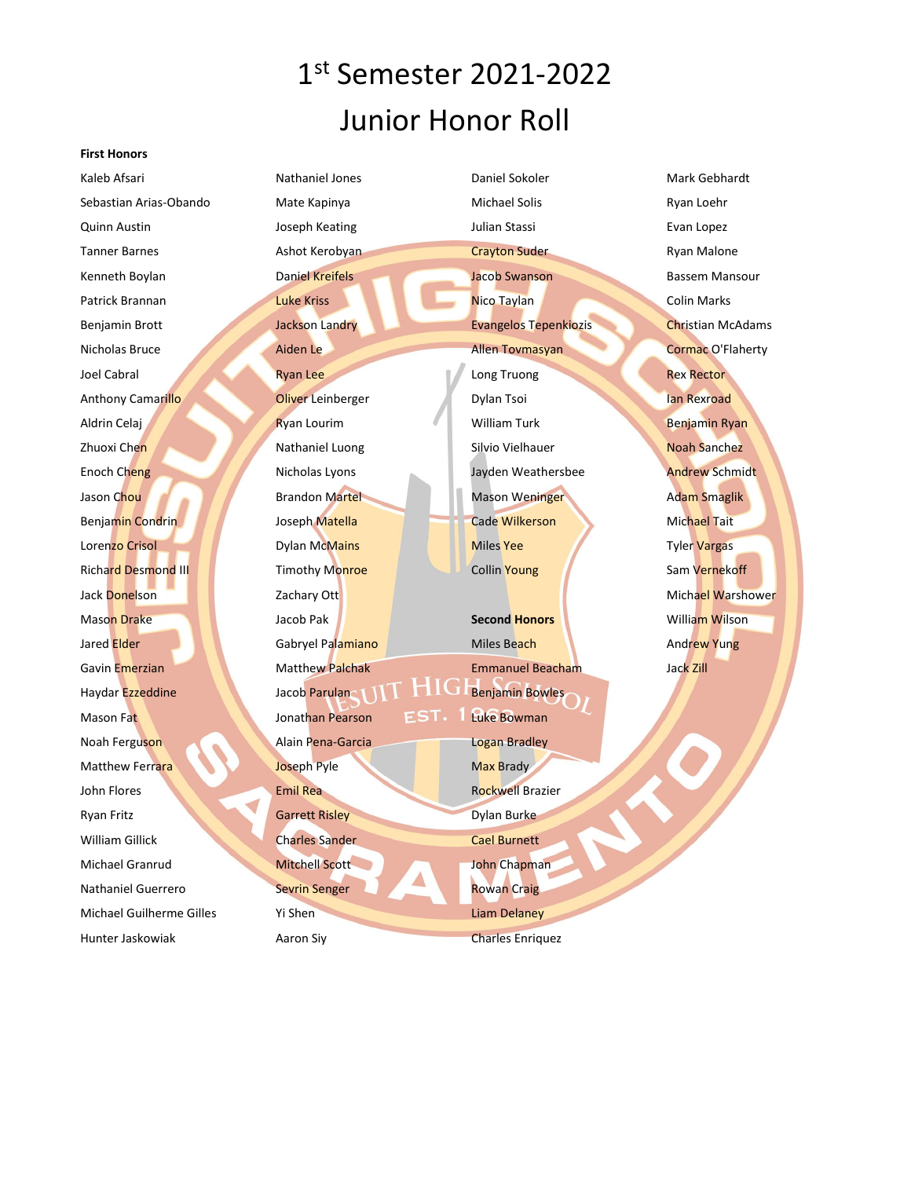# 1st Semester 2021-2022

# Junior Honor Roll

**First Honors**

Kaleb Afsari
Sebastian Arias-Obando
Quinn Austin
Tanner Barnes
Kenneth Boylan
Patrick Brannan
Benjamin Brott
Nicholas Bruce
Joel Cabral
Anthony Camarillo
Aldrin Celaj
Zhuoxi Chen
Enoch Cheng
Jason Chou
Benjamin Condrin
Lorenzo Crisol
Richard Desmond III
Jack Donelson
Mason Drake
Jared Elder
Gavin Emerzian
Haydar Ezzeddine
Mason Fat
Noah Ferguson
Matthew Ferrara
John Flores
Ryan Fritz
William Gillick
Michael Granrud
Nathaniel Guerrero
Michael Guilherme Gilles
Hunter Jaskowiak
Nathaniel Jones
Mate Kapinya
Joseph Keating
Ashot Kerobyan
Daniel Kreifels
Luke Kriss
Jackson Landry
Aiden Le
Ryan Lee
Oliver Leinberger
Ryan Lourim
Nathaniel Luong
Nicholas Lyons
Brandon Martel
Joseph Matella
Dylan McMains
Timothy Monroe
Zachary Ott
Jacob Pak
Gabryel Palamiano
Matthew Palchak
Jacob Parulan
Jonathan Pearson
Alain Pena-Garcia
Joseph Pyle
Emil Rea
Garrett Risley
Charles Sander
Mitchell Scott
Sevrin Senger
Yi Shen
Aaron Siy
Daniel Sokoler
Michael Solis
Julian Stassi
Crayton Suder
Jacob Swanson
Nico Taylan
Evangelos Tepenkiozis
Allen Tovmasyan
Long Truong
Dylan Tsoi
William Turk
Silvio Vielhauer
Jayden Weathersbee
Mason Weninger
Cade Wilkerson
Miles Yee
Collin Young

**Second Honors**

Miles Beach
Emmanuel Beacham
Benjamin Bowles
Luke Bowman
Logan Bradley
Max Brady
Rockwell Brazier
Dylan Burke
Cael Burnett
John Chapman
Rowan Craig
Liam Delaney
Charles Enriquez
Mark Gebhardt
Ryan Loehr
Evan Lopez
Ryan Malone
Bassem Mansour
Colin Marks
Christian McAdams
Cormac O'Flaherty
Rex Rector
Ian Rexroad
Benjamin Ryan
Noah Sanchez
Andrew Schmidt
Adam Smaglik
Michael Tait
Tyler Vargas
Sam Vernekoff
Michael Warshower
William Wilson
Andrew Yung
Jack Zill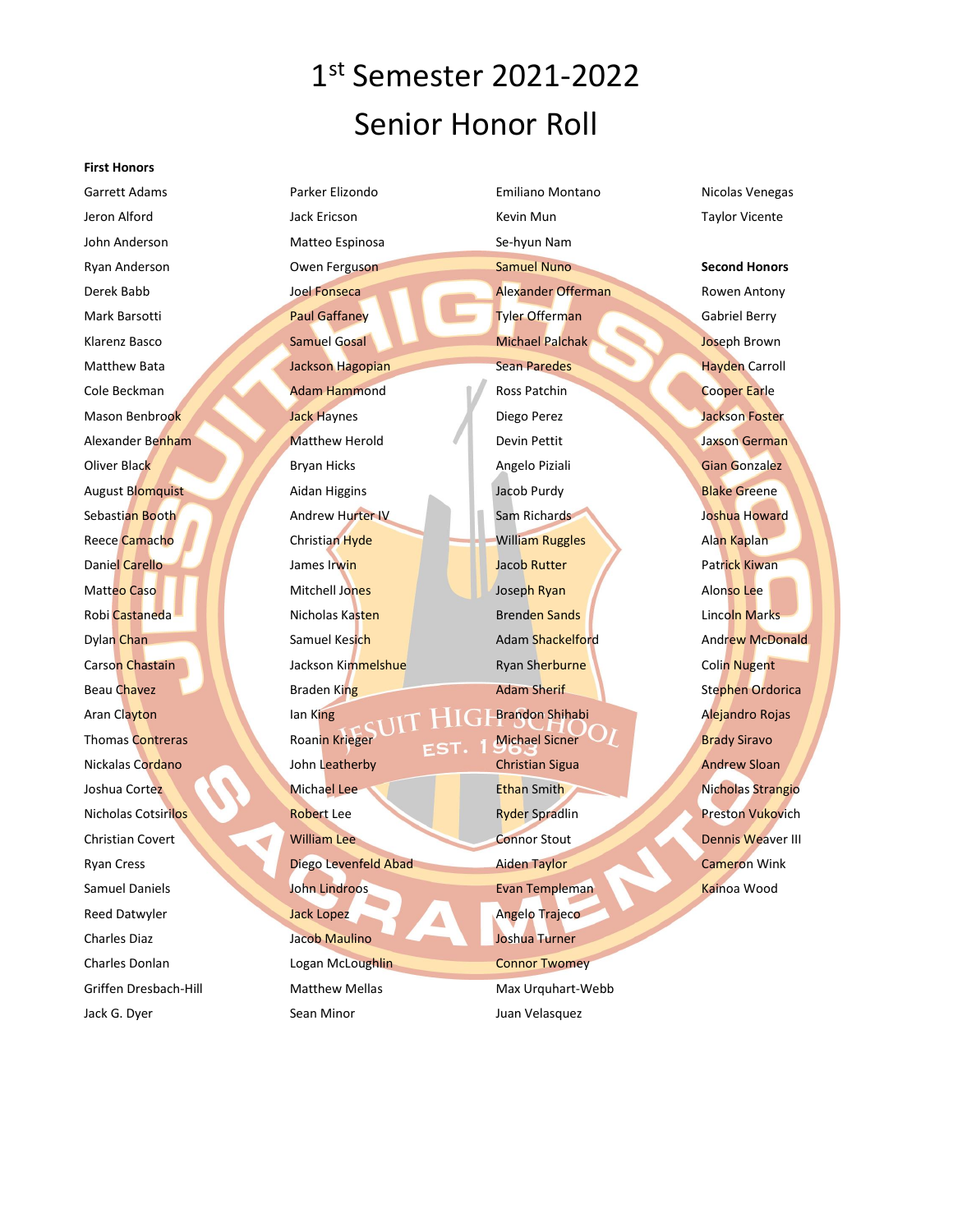# 1st Semester 2021-2022
# Senior Honor Roll

**First Honors**

Garrett Adams
Jeron Alford
John Anderson
Ryan Anderson
Derek Babb
Mark Barsotti
Klarenz Basco
Matthew Bata
Cole Beckman
Mason Benbrook
Alexander Benham
Oliver Black
August Blomquist
Sebastian Booth
Reece Camacho
Daniel Carello
Matteo Caso
Robi Castaneda
Dylan Chan
Carson Chastain
Beau Chavez
Aran Clayton
Thomas Contreras
Nickalas Cordano
Joshua Cortez
Nicholas Cotsirilos
Christian Covert
Ryan Cress
Samuel Daniels
Reed Datwyler
Charles Diaz
Charles Donlan
Griffen Dresbach-Hill
Jack G. Dyer
Parker Elizondo
Jack Ericson
Matteo Espinosa
Owen Ferguson
Joel Fonseca
Paul Gaffaney
Samuel Gosal
Jackson Hagopian
Adam Hammond
Jack Haynes
Matthew Herold
Bryan Hicks
Aidan Higgins
Andrew Hurter IV
Christian Hyde
James Irwin
Mitchell Jones
Nicholas Kasten
Samuel Kesich
Jackson Kimmelshue
Braden King
Ian King
Roanin Krieger
John Leatherby
Michael Lee
Robert Lee
William Lee
Diego Levenfeld Abad
John Lindroos
Jack Lopez
Jacob Maulino
Logan McLoughlin
Matthew Mellas
Sean Minor
Emiliano Montano
Kevin Mun
Se-hyun Nam
Samuel Nuno
Alexander Offerman
Tyler Offerman
Michael Palchak
Sean Paredes
Ross Patchin
Diego Perez
Devin Pettit
Angelo Piziali
Jacob Purdy
Sam Richards
William Ruggles
Jacob Rutter
Joseph Ryan
Brenden Sands
Adam Shackelford
Ryan Sherburne
Adam Sherif
Brandon Shihabi
Michael Sicner
Christian Sigua
Ethan Smith
Ryder Spradlin
Connor Stout
Aiden Taylor
Evan Templeman
Angelo Trajeco
Joshua Turner
Connor Twomey
Max Urquhart-Webb
Juan Velasquez
Nicolas Venegas
Taylor Vicente

**Second Honors**

Rowen Antony
Gabriel Berry
Joseph Brown
Hayden Carroll
Cooper Earle
Jackson Foster
Jaxson German
Gian Gonzalez
Blake Greene
Joshua Howard
Alan Kaplan
Patrick Kiwan
Alonso Lee
Lincoln Marks
Andrew McDonald
Colin Nugent
Stephen Ordorica
Alejandro Rojas
Brady Siravo
Andrew Sloan
Nicholas Strangio
Preston Vukovich
Dennis Weaver III
Cameron Wink
Kainoa Wood